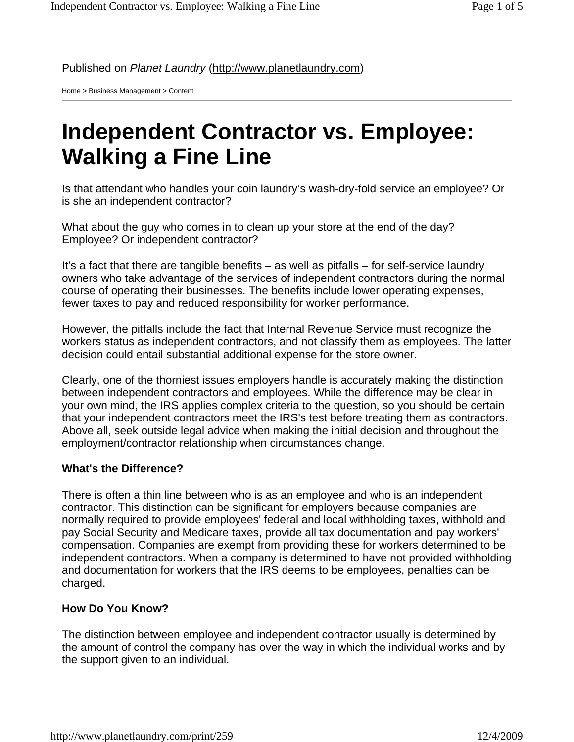Published on *Planet Laundry* (http://www.planetlaundry.com)

Home > Business Management > Content

# Independent Contractor vs. Employee: Walking a Fine Line

Is that attendant who handles your coin laundry's wash-dry-fold service an employee? Or is she an independent contractor?

What about the guy who comes in to clean up your store at the end of the day? Employee? Or independent contractor?

It's a fact that there are tangible benefits – as well as pitfalls – for self-service laundry owners who take advantage of the services of independent contractors during the normal course of operating their businesses. The benefits include lower operating expenses, fewer taxes to pay and reduced responsibility for worker performance.

However, the pitfalls include the fact that Internal Revenue Service must recognize the workers status as independent contractors, and not classify them as employees. The latter decision could entail substantial additional expense for the store owner.

Clearly, one of the thorniest issues employers handle is accurately making the distinction between independent contractors and employees. While the difference may be clear in your own mind, the IRS applies complex criteria to the question, so you should be certain that your independent contractors meet the IRS's test before treating them as contractors. Above all, seek outside legal advice when making the initial decision and throughout the employment/contractor relationship when circumstances change.

**What's the Difference?**

There is often a thin line between who is as an employee and who is an independent contractor. This distinction can be significant for employers because companies are normally required to provide employees' federal and local withholding taxes, withhold and pay Social Security and Medicare taxes, provide all tax documentation and pay workers' compensation. Companies are exempt from providing these for workers determined to be independent contractors. When a company is determined to have not provided withholding and documentation for workers that the IRS deems to be employees, penalties can be charged.

**How Do You Know?**

The distinction between employee and independent contractor usually is determined by the amount of control the company has over the way in which the individual works and by the support given to an individual.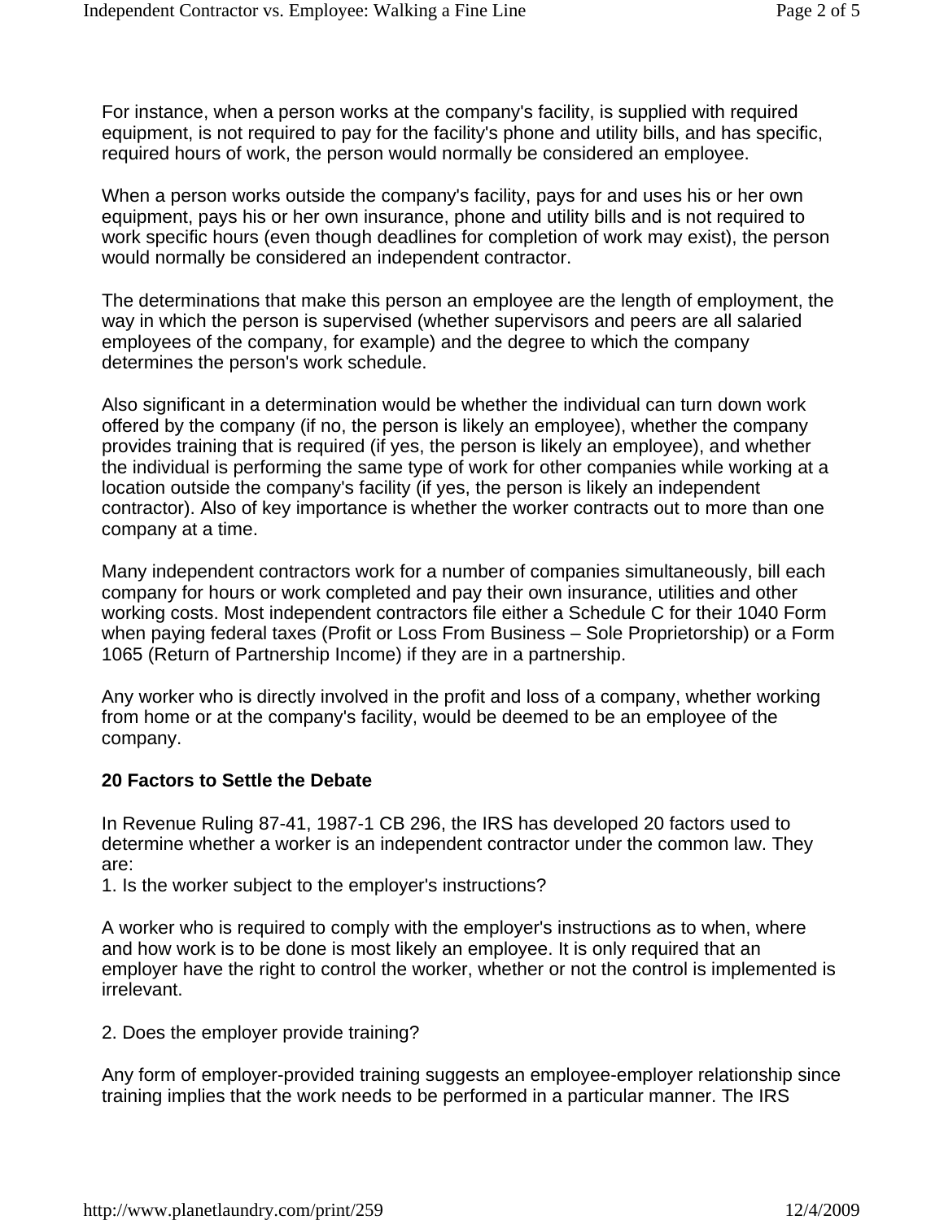For instance, when a person works at the company's facility, is supplied with required equipment, is not required to pay for the facility's phone and utility bills, and has specific, required hours of work, the person would normally be considered an employee.

When a person works outside the company's facility, pays for and uses his or her own equipment, pays his or her own insurance, phone and utility bills and is not required to work specific hours (even though deadlines for completion of work may exist), the person would normally be considered an independent contractor.

The determinations that make this person an employee are the length of employment, the way in which the person is supervised (whether supervisors and peers are all salaried employees of the company, for example) and the degree to which the company determines the person's work schedule.

Also significant in a determination would be whether the individual can turn down work offered by the company (if no, the person is likely an employee), whether the company provides training that is required (if yes, the person is likely an employee), and whether the individual is performing the same type of work for other companies while working at a location outside the company's facility (if yes, the person is likely an independent contractor). Also of key importance is whether the worker contracts out to more than one company at a time.

Many independent contractors work for a number of companies simultaneously, bill each company for hours or work completed and pay their own insurance, utilities and other working costs. Most independent contractors file either a Schedule C for their 1040 Form when paying federal taxes (Profit or Loss From Business – Sole Proprietorship) or a Form 1065 (Return of Partnership Income) if they are in a partnership.

Any worker who is directly involved in the profit and loss of a company, whether working from home or at the company's facility, would be deemed to be an employee of the company.

**20 Factors to Settle the Debate**

In Revenue Ruling 87-41, 1987-1 CB 296, the IRS has developed 20 factors used to determine whether a worker is an independent contractor under the common law. They are:

1. Is the worker subject to the employer's instructions?

A worker who is required to comply with the employer's instructions as to when, where and how work is to be done is most likely an employee. It is only required that an employer have the right to control the worker, whether or not the control is implemented is irrelevant.

2. Does the employer provide training?

Any form of employer-provided training suggests an employee-employer relationship since training implies that the work needs to be performed in a particular manner. The IRS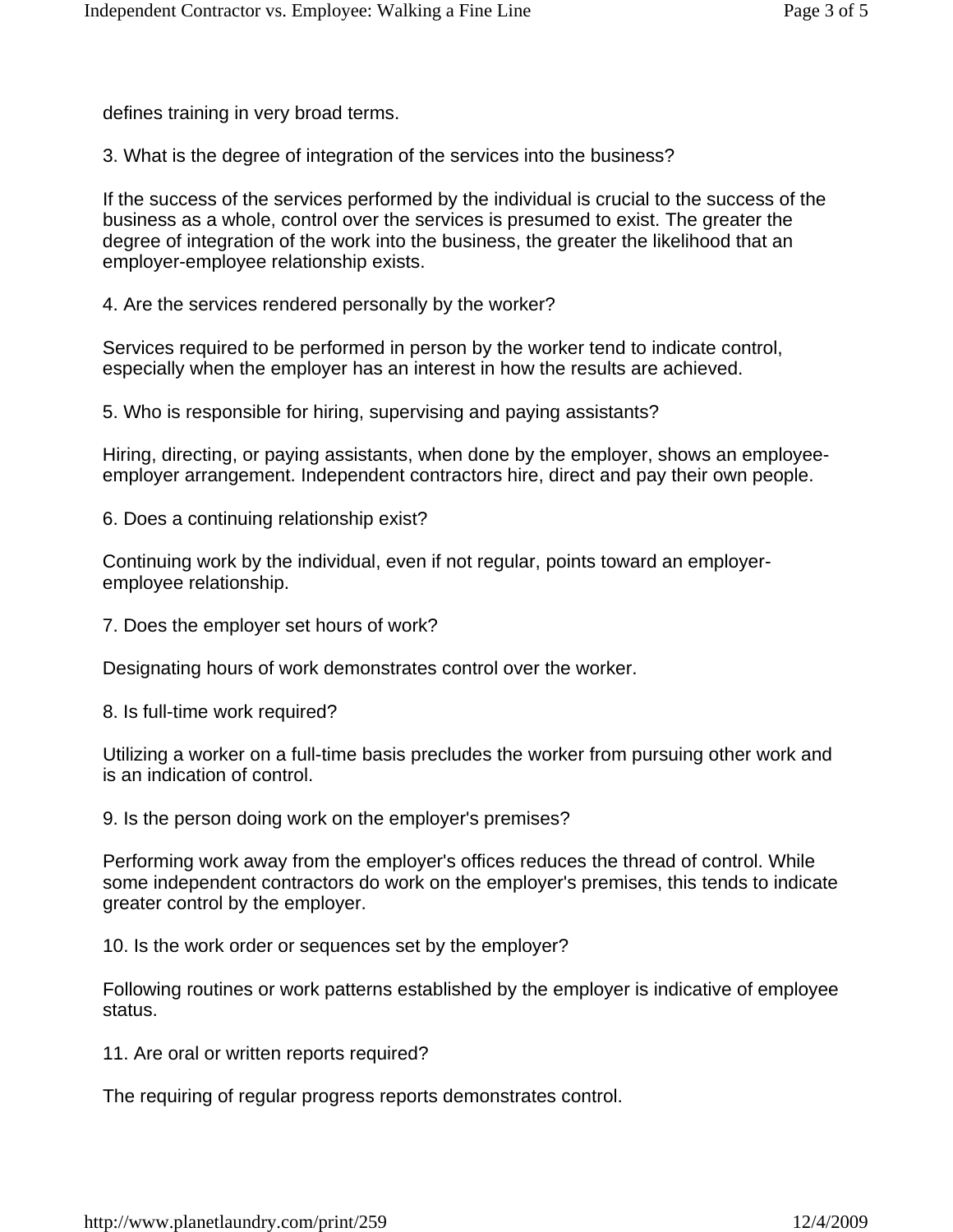defines training in very broad terms.

3. What is the degree of integration of the services into the business?

If the success of the services performed by the individual is crucial to the success of the business as a whole, control over the services is presumed to exist. The greater the degree of integration of the work into the business, the greater the likelihood that an employer-employee relationship exists.

4. Are the services rendered personally by the worker?

Services required to be performed in person by the worker tend to indicate control, especially when the employer has an interest in how the results are achieved.

5. Who is responsible for hiring, supervising and paying assistants?

Hiring, directing, or paying assistants, when done by the employer, shows an employee-employer arrangement. Independent contractors hire, direct and pay their own people.

6. Does a continuing relationship exist?

Continuing work by the individual, even if not regular, points toward an employer-employee relationship.

7. Does the employer set hours of work?

Designating hours of work demonstrates control over the worker.

8. Is full-time work required?

Utilizing a worker on a full-time basis precludes the worker from pursuing other work and is an indication of control.

9. Is the person doing work on the employer's premises?

Performing work away from the employer's offices reduces the thread of control. While some independent contractors do work on the employer's premises, this tends to indicate greater control by the employer.

10. Is the work order or sequences set by the employer?

Following routines or work patterns established by the employer is indicative of employee status.

11. Are oral or written reports required?

The requiring of regular progress reports demonstrates control.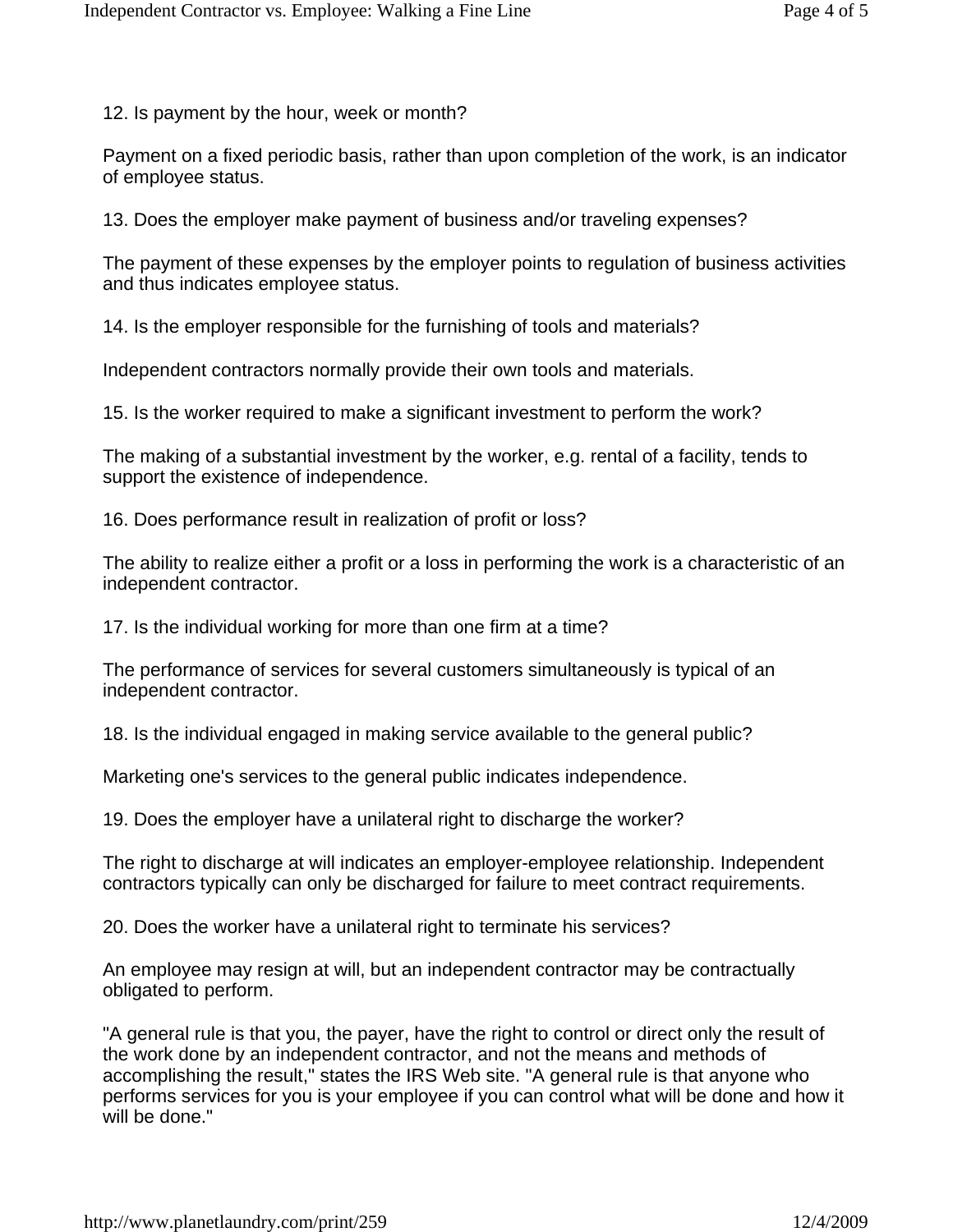12. Is payment by the hour, week or month?

Payment on a fixed periodic basis, rather than upon completion of the work, is an indicator of employee status.

13. Does the employer make payment of business and/or traveling expenses?

The payment of these expenses by the employer points to regulation of business activities and thus indicates employee status.

14. Is the employer responsible for the furnishing of tools and materials?

Independent contractors normally provide their own tools and materials.

15. Is the worker required to make a significant investment to perform the work?

The making of a substantial investment by the worker, e.g. rental of a facility, tends to support the existence of independence.

16. Does performance result in realization of profit or loss?

The ability to realize either a profit or a loss in performing the work is a characteristic of an independent contractor.

17. Is the individual working for more than one firm at a time?

The performance of services for several customers simultaneously is typical of an independent contractor.

18. Is the individual engaged in making service available to the general public?

Marketing one's services to the general public indicates independence.

19. Does the employer have a unilateral right to discharge the worker?

The right to discharge at will indicates an employer-employee relationship. Independent contractors typically can only be discharged for failure to meet contract requirements.

20. Does the worker have a unilateral right to terminate his services?

An employee may resign at will, but an independent contractor may be contractually obligated to perform.

"A general rule is that you, the payer, have the right to control or direct only the result of the work done by an independent contractor, and not the means and methods of accomplishing the result," states the IRS Web site. "A general rule is that anyone who performs services for you is your employee if you can control what will be done and how it will be done."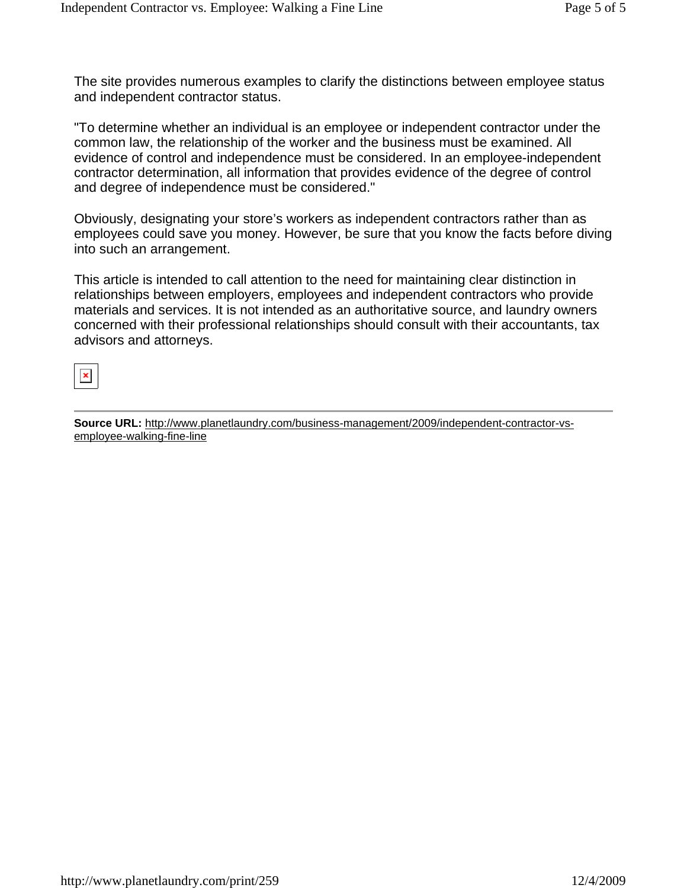The site provides numerous examples to clarify the distinctions between employee status and independent contractor status.

"To determine whether an individual is an employee or independent contractor under the common law, the relationship of the worker and the business must be examined. All evidence of control and independence must be considered. In an employee-independent contractor determination, all information that provides evidence of the degree of control and degree of independence must be considered."

Obviously, designating your store's workers as independent contractors rather than as employees could save you money. However, be sure that you know the facts before diving into such an arrangement.

This article is intended to call attention to the need for maintaining clear distinction in relationships between employers, employees and independent contractors who provide materials and services. It is not intended as an authoritative source, and laundry owners concerned with their professional relationships should consult with their accountants, tax advisors and attorneys.

---

**Source URL:** http://www.planetlaundry.com/business-management/2009/independent-contractor-vs-employee-walking-fine-line